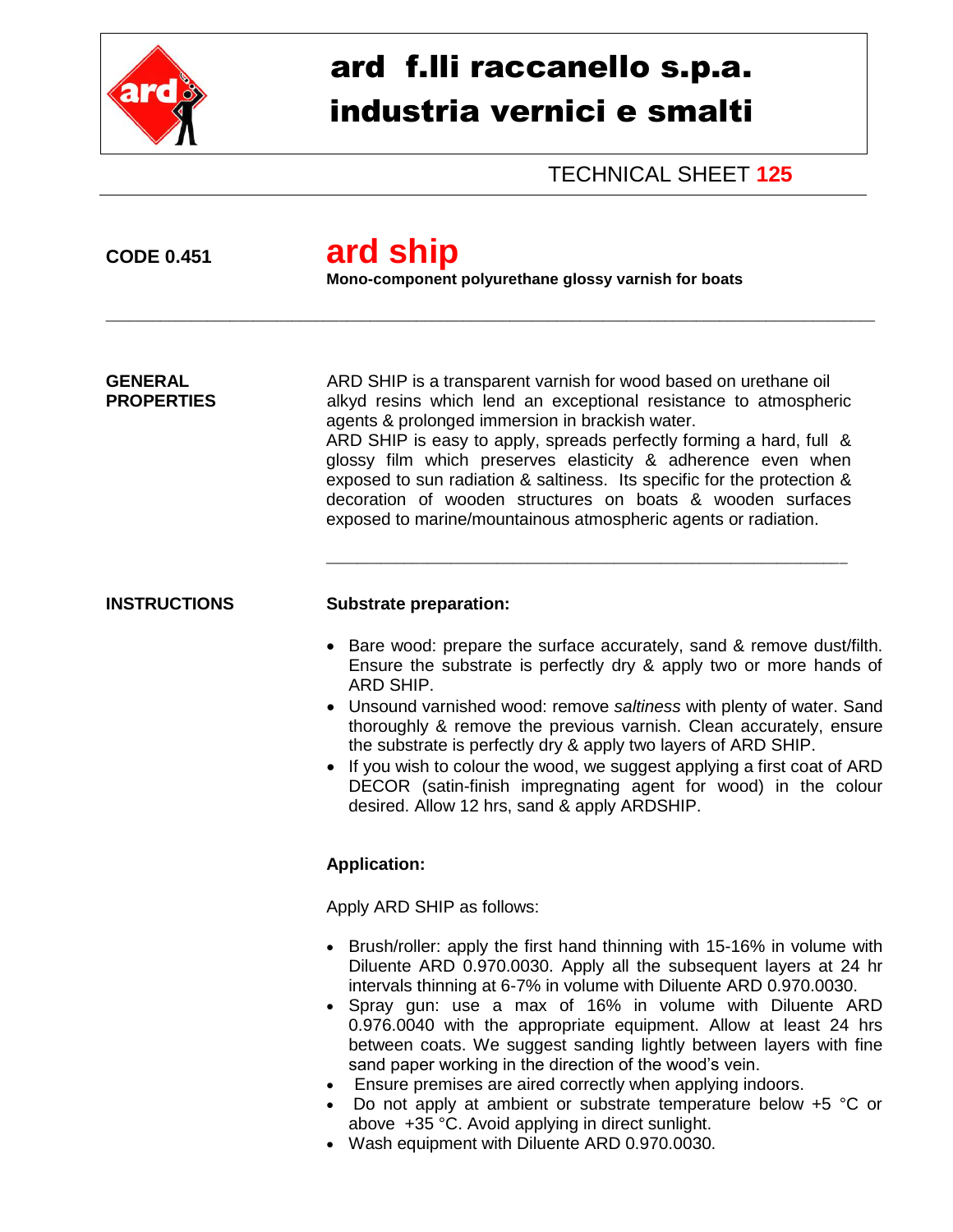# ard f.lli raccanello s.p.a.
# industria vernici e smalti

TECHNICAL SHEET **125**

**CODE 0.451**

## ard ship

**Mono-component polyurethane glossy varnish for boats**

---

**GENERAL PROPERTIES**

ARD SHIP is a transparent varnish for wood based on urethane oil alkyd resins which lend an exceptional resistance to atmospheric agents & prolonged immersion in brackish water.
ARD SHIP is easy to apply, spreads perfectly forming a hard, full & glossy film which preserves elasticity & adherence even when exposed to sun radiation & saltiness. Its specific for the protection & decoration of wooden structures on boats & wooden surfaces exposed to marine/mountainous atmospheric agents or radiation.

---

**INSTRUCTIONS**

**Substrate preparation:**

- Bare wood: prepare the surface accurately, sand & remove dust/filth. Ensure the substrate is perfectly dry & apply two or more hands of ARD SHIP.
- Unsound varnished wood: remove *saltiness* with plenty of water. Sand thoroughly & remove the previous varnish. Clean accurately, ensure the substrate is perfectly dry & apply two layers of ARD SHIP.
- If you wish to colour the wood, we suggest applying a first coat of ARD DECOR (satin-finish impregnating agent for wood) in the colour desired. Allow 12 hrs, sand & apply ARDSHIP.

**Application:**

Apply ARD SHIP as follows:

- Brush/roller: apply the first hand thinning with 15-16% in volume with Diluente ARD 0.970.0030. Apply all the subsequent layers at 24 hr intervals thinning at 6-7% in volume with Diluente ARD 0.970.0030.
- Spray gun: use a max of 16% in volume with Diluente ARD 0.976.0040 with the appropriate equipment. Allow at least 24 hrs between coats. We suggest sanding lightly between layers with fine sand paper working in the direction of the wood's vein.
- Ensure premises are aired correctly when applying indoors.
- Do not apply at ambient or substrate temperature below +5 °C or above +35 °C. Avoid applying in direct sunlight.
- Wash equipment with Diluente ARD 0.970.0030.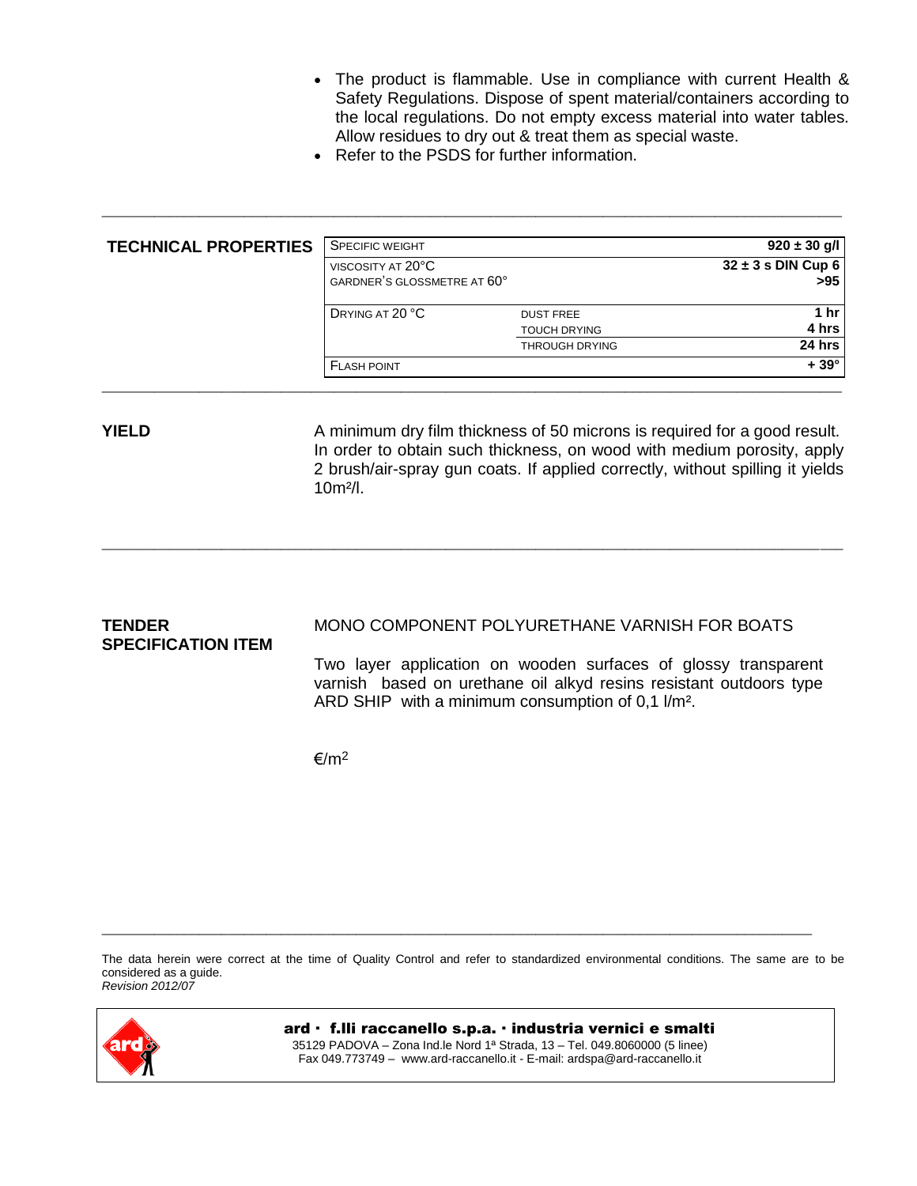- The product is flammable. Use in compliance with current Health & Safety Regulations. Dispose of spent material/containers according to the local regulations. Do not empty excess material into water tables. Allow residues to dry out & treat them as special waste.
- Refer to the PSDS for further information.

## TECHNICAL PROPERTIES

| | | |
|---|---|---|
| SPECIFIC WEIGHT | | **920 ± 30 g/l** |
| VISCOSITY AT 20°C | | **32 ± 3 s DIN Cup 6** |
| GARDNER'S GLOSSMETRE AT 60° | | **>95** |
| DRYING AT 20 °C | DUST FREE | **1 hr** |
| | TOUCH DRYING | **4 hrs** |
| | THROUGH DRYING | **24 hrs** |
| FLASH POINT | | **+ 39°** |

## YIELD

A minimum dry film thickness of 50 microns is required for a good result. In order to obtain such thickness, on wood with medium porosity, apply 2 brush/air-spray gun coats. If applied correctly, without spilling it yields 10m²/l.

## TENDER SPECIFICATION ITEM

MONO COMPONENT POLYURETHANE VARNISH FOR BOATS

Two layer application on wooden surfaces of glossy transparent varnish based on urethane oil alkyd resins resistant outdoors type ARD SHIP with a minimum consumption of 0,1 l/m².

€/m²

The data herein were correct at the time of Quality Control and refer to standardized environmental conditions. The same are to be considered as a guide.

*Revision 2012/07*

**ard · f.lli raccanello s.p.a. · industria vernici e smalti**
35129 PADOVA – Zona Ind.le Nord 1ª Strada, 13 – Tel. 049.8060000 (5 linee)
Fax 049.773749 – www.ard-raccanello.it - E-mail: ardspa@ard-raccanello.it